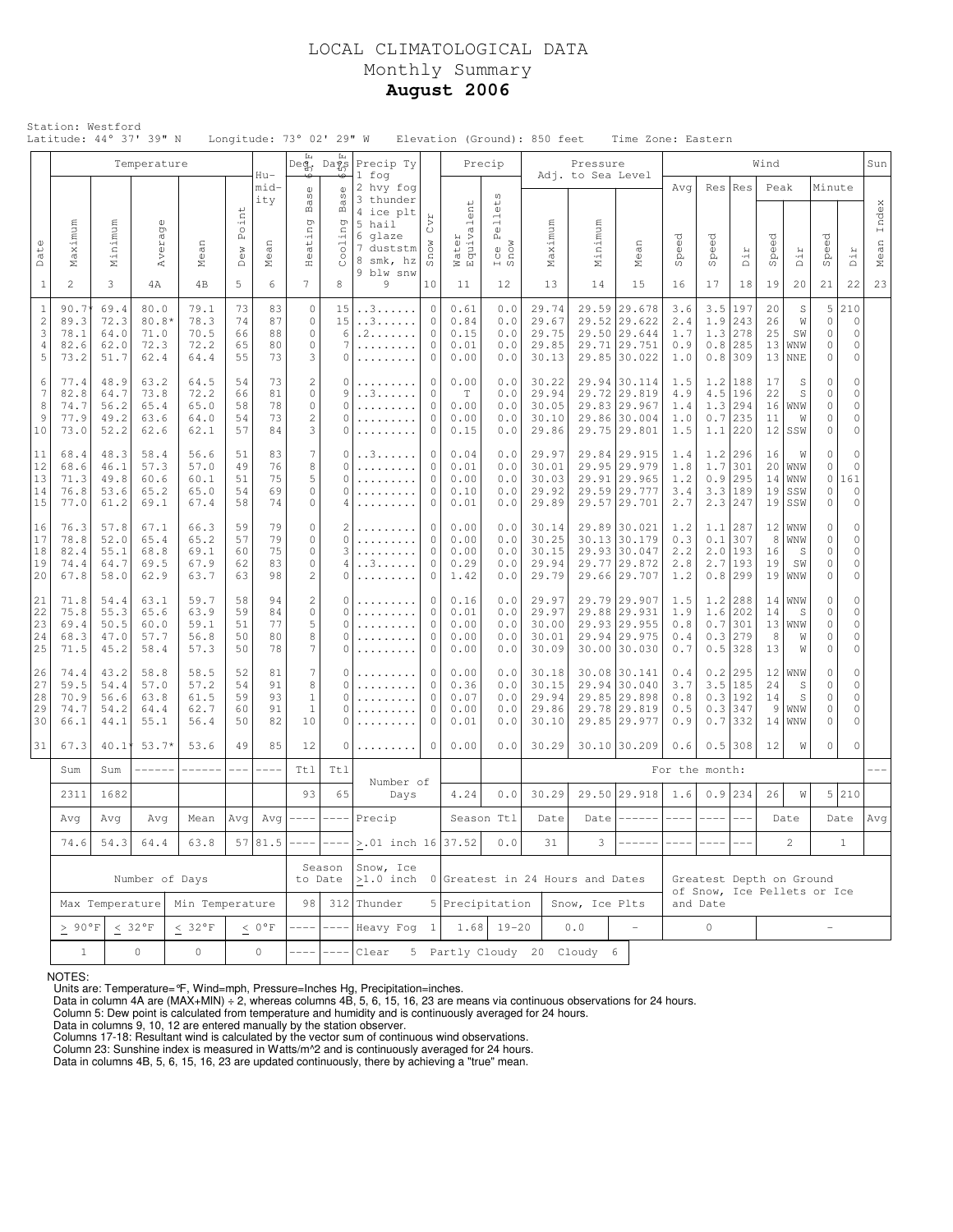# LOCAL CLIMATOLOGICAL DATA
## Monthly Summary
## **August 2006**

Station: Westford
Latitude: 44° 37' 39" N Longitude: 73° 02' 29" W Elevation (Ground): 850 feet Time Zone: Eastern

| Date | Temperature | | | | | Hu-mid-ity | Deg. Days 65°F | | Precip Ty | | Precip | | Pressure Adj. to Sea Level | | | Wind | | | | | | | Sun |
|---|---|---|---|---|---|---|---|---|---|---|---|---|---|---|---|---|---|---|---|---|---|---|---|
| | Maximum | Minimum | Average | Mean | Dew Point | Mean | Heating Base | Cooling Base | 1 fog 2 hvy fog 3 thunder 4 ice plt 5 hail 6 glaze 7 duststm 8 smk, hz 9 blw snw | Snow Cvr | Water Equivalent | Ice Pellets Snow | Maximum | Minimum | Mean | Avg Speed | Res Speed | Res Dir | Peak Speed | Peak Dir | Minute Speed | Minute Dir | Mean Index |
| 1 | 2 | 3 | 4A | 4B | 5 | 6 | 7 | 8 | 9 | 10 | 11 | 12 | 13 | 14 | 15 | 16 | 17 | 18 | 19 | 20 | 21 | 22 | 23 |
| 1 | 90.7* | 69.4 | 80.0 | 79.1 | 73 | 83 | 0 | 15 | ..3...... | 0 | 0.61 | 0.0 | 29.74 | 29.59 | 29.678 | 3.6 | 3.5 | 197 | 20 | S | 5 | 210 | |
| 2 | 89.3 | 72.3 | 80.8* | 78.3 | 74 | 87 | 0 | 15 | ..3...... | 0 | 0.84 | 0.0 | 29.67 | 29.52 | 29.622 | 2.4 | 1.9 | 243 | 26 | W | 0 | 0 | |
| 3 | 78.1 | 64.0 | 71.0 | 70.5 | 66 | 88 | 0 | 6 | .2....... | 0 | 0.15 | 0.0 | 29.75 | 29.50 | 29.644 | 1.7 | 1.3 | 278 | 25 | SW | 0 | 0 | |
| 4 | 82.6 | 62.0 | 72.3 | 72.2 | 65 | 80 | 0 | 7 | ......... | 0 | 0.01 | 0.0 | 29.85 | 29.71 | 29.751 | 0.9 | 0.8 | 285 | 13 | WNW | 0 | 0 | |
| 5 | 73.2 | 51.7 | 62.4 | 64.4 | 55 | 73 | 3 | 0 | ......... | 0 | 0.00 | 0.0 | 30.13 | 29.85 | 30.022 | 1.0 | 0.8 | 309 | 13 | NNE | 0 | 0 | |
| 6 | 77.4 | 48.9 | 63.2 | 64.5 | 54 | 73 | 2 | 0 | ......... | 0 | 0.00 | 0.0 | 30.22 | 29.94 | 30.114 | 1.5 | 1.2 | 188 | 17 | S | 0 | 0 | |
| 7 | 82.8 | 64.7 | 73.8 | 72.2 | 66 | 81 | 0 | 9 | ..3...... | 0 | T | 0.0 | 29.94 | 29.72 | 29.819 | 4.9 | 4.5 | 196 | 22 | S | 0 | 0 | |
| 8 | 74.7 | 56.2 | 65.4 | 65.0 | 58 | 78 | 0 | 0 | ......... | 0 | 0.00 | 0.0 | 30.05 | 29.83 | 29.967 | 1.4 | 1.3 | 294 | 16 | WNW | 0 | 0 | |
| 9 | 77.9 | 49.2 | 63.6 | 64.0 | 54 | 73 | 2 | 0 | ......... | 0 | 0.00 | 0.0 | 30.10 | 29.86 | 30.004 | 1.0 | 0.7 | 235 | 11 | W | 0 | 0 | |
| 10 | 73.0 | 52.2 | 62.6 | 62.1 | 57 | 84 | 3 | 0 | ......... | 0 | 0.15 | 0.0 | 29.86 | 29.75 | 29.801 | 1.5 | 1.1 | 220 | 12 | SSW | 0 | 0 | |
| 11 | 68.4 | 48.3 | 58.4 | 56.6 | 51 | 83 | 7 | 0 | ..3...... | 0 | 0.04 | 0.0 | 29.97 | 29.84 | 29.915 | 1.4 | 1.2 | 296 | 16 | W | 0 | 0 | |
| 12 | 68.6 | 46.1 | 57.3 | 57.0 | 49 | 76 | 8 | 0 | ......... | 0 | 0.01 | 0.0 | 30.01 | 29.95 | 29.979 | 1.8 | 1.7 | 301 | 20 | WNW | 0 | 0 | |
| 13 | 71.3 | 49.8 | 60.6 | 60.1 | 51 | 75 | 5 | 0 | ......... | 0 | 0.00 | 0.0 | 30.03 | 29.91 | 29.965 | 1.2 | 0.9 | 295 | 14 | WNW | 0 | 161 | |
| 14 | 76.8 | 53.6 | 65.2 | 65.0 | 54 | 69 | 0 | 0 | ......... | 0 | 0.10 | 0.0 | 29.92 | 29.59 | 29.777 | 3.4 | 3.3 | 189 | 19 | SSW | 0 | 0 | |
| 15 | 77.0 | 61.2 | 69.1 | 67.4 | 58 | 74 | 0 | 4 | ......... | 0 | 0.01 | 0.0 | 29.89 | 29.57 | 29.701 | 2.7 | 2.3 | 247 | 19 | SSW | 0 | 0 | |
| 16 | 76.3 | 57.8 | 67.1 | 66.3 | 59 | 79 | 0 | 2 | ......... | 0 | 0.00 | 0.0 | 30.14 | 29.89 | 30.021 | 1.2 | 1.1 | 287 | 12 | WNW | 0 | 0 | |
| 17 | 78.8 | 52.0 | 65.4 | 65.2 | 57 | 79 | 0 | 0 | ......... | 0 | 0.00 | 0.0 | 30.25 | 30.13 | 30.179 | 0.3 | 0.1 | 307 | 8 | WNW | 0 | 0 | |
| 18 | 82.4 | 55.1 | 68.8 | 69.1 | 60 | 75 | 0 | 3 | ......... | 0 | 0.00 | 0.0 | 30.15 | 29.93 | 30.047 | 2.2 | 2.0 | 193 | 16 | S | 0 | 0 | |
| 19 | 74.4 | 64.7 | 69.5 | 67.9 | 62 | 83 | 0 | 4 | ..3...... | 0 | 0.29 | 0.0 | 29.94 | 29.77 | 29.872 | 2.8 | 2.7 | 193 | 19 | SW | 0 | 0 | |
| 20 | 67.8 | 58.0 | 62.9 | 63.7 | 63 | 98 | 2 | 0 | ......... | 0 | 1.42 | 0.0 | 29.79 | 29.66 | 29.707 | 1.2 | 0.8 | 299 | 19 | WNW | 0 | 0 | |
| 21 | 71.8 | 54.4 | 63.1 | 59.7 | 58 | 94 | 2 | 0 | ......... | 0 | 0.16 | 0.0 | 29.97 | 29.79 | 29.907 | 1.5 | 1.2 | 288 | 14 | WNW | 0 | 0 | |
| 22 | 75.8 | 55.3 | 65.6 | 63.9 | 59 | 84 | 0 | 0 | ......... | 0 | 0.01 | 0.0 | 29.97 | 29.88 | 29.931 | 1.9 | 1.6 | 202 | 14 | S | 0 | 0 | |
| 23 | 69.4 | 50.5 | 60.0 | 59.1 | 51 | 77 | 5 | 0 | ......... | 0 | 0.00 | 0.0 | 30.00 | 29.93 | 29.955 | 0.8 | 0.7 | 301 | 13 | WNW | 0 | 0 | |
| 24 | 68.3 | 47.0 | 57.7 | 56.8 | 50 | 80 | 8 | 0 | ......... | 0 | 0.00 | 0.0 | 30.01 | 29.94 | 29.975 | 0.4 | 0.3 | 279 | 8 | W | 0 | 0 | |
| 25 | 71.5 | 45.2 | 58.4 | 57.3 | 50 | 78 | 7 | 0 | ......... | 0 | 0.00 | 0.0 | 30.09 | 30.00 | 30.030 | 0.7 | 0.5 | 328 | 13 | W | 0 | 0 | |
| 26 | 74.4 | 43.2 | 58.8 | 58.5 | 52 | 81 | 7 | 0 | ......... | 0 | 0.00 | 0.0 | 30.18 | 30.08 | 30.141 | 0.4 | 0.2 | 295 | 12 | WNW | 0 | 0 | |
| 27 | 59.5 | 54.4 | 57.0 | 57.2 | 54 | 91 | 8 | 0 | ......... | 0 | 0.36 | 0.0 | 30.15 | 29.94 | 30.040 | 3.7 | 3.5 | 185 | 24 | S | 0 | 0 | |
| 28 | 70.9 | 56.6 | 63.8 | 61.5 | 59 | 93 | 1 | 0 | ......... | 0 | 0.07 | 0.0 | 29.94 | 29.85 | 29.898 | 0.8 | 0.3 | 192 | 14 | S | 0 | 0 | |
| 29 | 74.7 | 54.2 | 64.4 | 62.7 | 60 | 91 | 1 | 0 | ......... | 0 | 0.00 | 0.0 | 29.86 | 29.78 | 29.819 | 0.5 | 0.3 | 347 | 9 | WNW | 0 | 0 | |
| 30 | 66.1 | 44.1 | 55.1 | 56.4 | 50 | 82 | 10 | 0 | ......... | 0 | 0.01 | 0.0 | 30.10 | 29.85 | 29.977 | 0.9 | 0.7 | 332 | 14 | WNW | 0 | 0 | |
| 31 | 67.3 | 40.1* | 53.7* | 53.6 | 49 | 85 | 12 | 0 | ......... | 0 | 0.00 | 0.0 | 30.29 | 30.10 | 30.209 | 0.6 | 0.5 | 308 | 12 | W | 0 | 0 | |
| | Sum | Sum | ------ | ------ | --- | ---- | Ttl | Ttl | Number of Days | | | | For the month: | | | | | | | | | | --- |
| | 2311 | 1682 | | | | | 93 | 65 | | | 4.24 | 0.0 | 30.29 | 29.50 | 29.918 | 1.6 | 0.9 | 234 | 26 | W | 5 | 210 | |
| | Avg | Avg | Avg | Mean | Avg | Avg | ---- | ---- | Precip | | Season Ttl | | Date | Date | ------ | ---- | ---- | --- | Date | | Date | | Avg |
| | 74.6 | 54.3 | 64.4 | 63.8 | 57 | 81.5 | ---- | ---- | >.01 inch | 16 | 37.52 | 0.0 | 31 | 3 | ------ | ---- | ---- | --- | 2 | | 1 | | |

| Number of Days | | | | Season to Date | | Snow, Ice >1.0 inch | 0 | Greatest in 24 Hours and Dates | | | | Greatest Depth on Ground of Snow, Ice Pellets or Ice and Date | |
|---|---|---|---|---|---|---|---|---|---|---|---|---|---|
| Max Temperature | | Min Temperature | | 98 | 312 | Thunder | 5 | Precipitation | | Snow, Ice Plts | | | |
| > 90°F | < 32°F | < 32°F | < 0°F | ---- | ---- | Heavy Fog | 1 | 1.68 | 19-20 | 0.0 | - | 0 | - |
| 1 | 0 | 0 | 0 | ---- | ---- | Clear | 5 | Partly Cloudy | 20 | Cloudy | 6 | | |

NOTES:
Units are: Temperature=°F, Wind=mph, Pressure=Inches Hg, Precipitation=inches.
Data in column 4A are (MAX+MIN) ÷ 2, whereas columns 4B, 5, 6, 15, 16, 23 are means via continuous observations for 24 hours.
Column 5: Dew point is calculated from temperature and humidity and is continuously averaged for 24 hours.
Data in columns 9, 10, 12 are entered manually by the station observer.
Columns 17-18: Resultant wind is calculated by the vector sum of continuous wind observations.
Column 23: Sunshine index is measured in Watts/m^2 and is continuously averaged for 24 hours.
Data in columns 4B, 5, 6, 15, 16, 23 are updated continuously, there by achieving a "true" mean.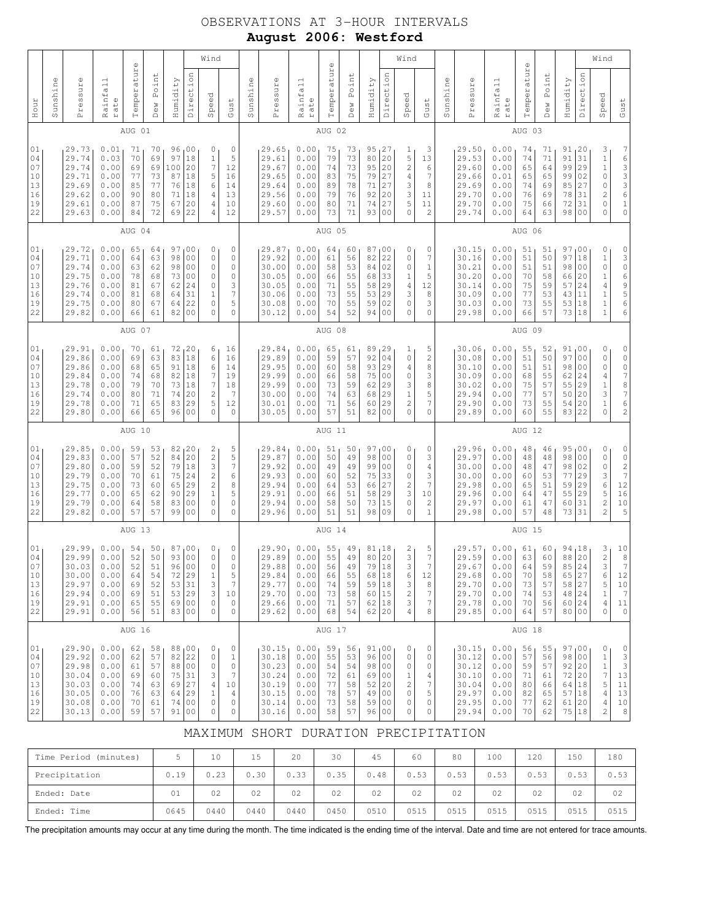# OBSERVATIONS AT 3-HOUR INTERVALS

## August 2006: Westford

| Hour | Sunshine | Pressure | Rainfall rate | Temperature | Dew Point | Humidity | Wind Direction | Wind Speed | Wind Gust | Sunshine | Pressure | Rainfall rate | Temperature | Dew Point | Humidity | Wind Direction | Wind Speed | Wind Gust | Sunshine | Pressure | Rainfall rate | Temperature | Dew Point | Humidity | Wind Direction | Wind Speed | Wind Gust |
|---|---|---|---|---|---|---|---|---|---|---|---|---|---|---|---|---|---|---|---|---|---|---|---|---|---|---|---|
| | | AUG 01 | | | | | | | | | AUG 02 | | | | | | | | | AUG 03 | | | | | | | |
| 01 | | 29.73 | 0.01 | 71 | 70 | 96 | 00 | 0 | 0 | | 29.65 | 0.00 | 75 | 73 | 95 | 27 | 1 | 3 | | 29.50 | 0.00 | 74 | 71 | 91 | 20 | 3 | 7 |
| 04 | | 29.74 | 0.03 | 70 | 69 | 97 | 18 | 1 | 5 | | 29.61 | 0.00 | 79 | 73 | 80 | 20 | 5 | 13 | | 29.53 | 0.00 | 74 | 71 | 91 | 31 | 1 | 6 |
| 07 | | 29.74 | 0.00 | 69 | 69 | 100 | 20 | 7 | 12 | | 29.67 | 0.00 | 74 | 73 | 95 | 20 | 2 | 6 | | 29.60 | 0.00 | 65 | 64 | 99 | 29 | 1 | 3 |
| 10 | | 29.71 | 0.00 | 77 | 73 | 87 | 18 | 5 | 16 | | 29.65 | 0.00 | 83 | 75 | 79 | 27 | 4 | 7 | | 29.66 | 0.01 | 65 | 65 | 99 | 02 | 0 | 3 |
| 13 | | 29.69 | 0.00 | 85 | 77 | 76 | 18 | 6 | 14 | | 29.64 | 0.00 | 89 | 78 | 71 | 27 | 3 | 8 | | 29.69 | 0.00 | 74 | 69 | 85 | 27 | 0 | 3 |
| 16 | | 29.62 | 0.00 | 90 | 80 | 71 | 18 | 4 | 13 | | 29.56 | 0.00 | 79 | 76 | 92 | 20 | 3 | 11 | | 29.70 | 0.00 | 76 | 69 | 78 | 31 | 2 | 6 |
| 19 | | 29.61 | 0.00 | 87 | 75 | 67 | 20 | 4 | 10 | | 29.60 | 0.00 | 80 | 71 | 74 | 27 | 5 | 11 | | 29.70 | 0.00 | 75 | 66 | 72 | 31 | 0 | 1 |
| 22 | | 29.63 | 0.00 | 84 | 72 | 69 | 22 | 4 | 12 | | 29.57 | 0.00 | 73 | 71 | 93 | 00 | 0 | 2 | | 29.74 | 0.00 | 64 | 63 | 98 | 00 | 0 | 0 |
| | | AUG 04 | | | | | | | | | AUG 05 | | | | | | | | | AUG 06 | | | | | | | |
| 01 | | 29.72 | 0.00 | 65 | 64 | 97 | 00 | 0 | 0 | | 29.87 | 0.00 | 64 | 60 | 87 | 00 | 0 | 0 | | 30.15 | 0.00 | 51 | 51 | 97 | 00 | 0 | 0 |
| 04 | | 29.71 | 0.00 | 64 | 63 | 98 | 00 | 0 | 0 | | 29.92 | 0.00 | 61 | 56 | 82 | 22 | 0 | 7 | | 30.16 | 0.00 | 51 | 50 | 97 | 18 | 1 | 3 |
| 07 | | 29.74 | 0.00 | 63 | 62 | 98 | 00 | 0 | 0 | | 30.00 | 0.00 | 58 | 53 | 84 | 02 | 0 | 1 | | 30.21 | 0.00 | 51 | 51 | 98 | 00 | 0 | 0 |
| 10 | | 29.75 | 0.00 | 78 | 68 | 73 | 00 | 0 | 0 | | 30.05 | 0.00 | 66 | 55 | 68 | 33 | 1 | 5 | | 30.20 | 0.00 | 70 | 58 | 66 | 20 | 1 | 6 |
| 13 | | 29.76 | 0.00 | 81 | 67 | 62 | 24 | 0 | 3 | | 30.05 | 0.00 | 71 | 55 | 58 | 29 | 4 | 12 | | 30.14 | 0.00 | 75 | 59 | 57 | 24 | 4 | 9 |
| 16 | | 29.74 | 0.00 | 81 | 68 | 64 | 31 | 1 | 7 | | 30.06 | 0.00 | 73 | 55 | 53 | 29 | 3 | 8 | | 30.09 | 0.00 | 77 | 53 | 43 | 11 | 1 | 5 |
| 19 | | 29.75 | 0.00 | 80 | 67 | 64 | 22 | 0 | 5 | | 30.08 | 0.00 | 70 | 55 | 59 | 02 | 0 | 3 | | 30.03 | 0.00 | 73 | 55 | 53 | 18 | 1 | 6 |
| 22 | | 29.82 | 0.00 | 66 | 61 | 82 | 00 | 0 | 0 | | 30.12 | 0.00 | 54 | 52 | 94 | 00 | 0 | 0 | | 29.98 | 0.00 | 66 | 57 | 73 | 18 | 1 | 6 |
| | | AUG 07 | | | | | | | | | AUG 08 | | | | | | | | | AUG 09 | | | | | | | |
| 01 | | 29.91 | 0.00 | 70 | 61 | 72 | 20 | 6 | 16 | | 29.84 | 0.00 | 65 | 61 | 89 | 29 | 1 | 5 | | 30.06 | 0.00 | 55 | 52 | 91 | 00 | 0 | 0 |
| 04 | | 29.86 | 0.00 | 69 | 63 | 83 | 18 | 6 | 16 | | 29.89 | 0.00 | 59 | 57 | 92 | 04 | 0 | 2 | | 30.08 | 0.00 | 51 | 50 | 97 | 00 | 0 | 0 |
| 07 | | 29.86 | 0.00 | 68 | 65 | 91 | 18 | 6 | 14 | | 29.95 | 0.00 | 60 | 58 | 93 | 29 | 4 | 8 | | 30.10 | 0.00 | 51 | 51 | 98 | 00 | 0 | 0 |
| 10 | | 29.84 | 0.00 | 74 | 68 | 82 | 18 | 7 | 19 | | 29.99 | 0.00 | 66 | 58 | 75 | 00 | 0 | 3 | | 30.09 | 0.00 | 68 | 55 | 62 | 24 | 4 | 7 |
| 13 | | 29.78 | 0.00 | 79 | 70 | 73 | 18 | 7 | 18 | | 29.99 | 0.00 | 73 | 59 | 62 | 29 | 3 | 8 | | 30.02 | 0.00 | 75 | 57 | 55 | 29 | 1 | 8 |
| 16 | | 29.74 | 0.00 | 80 | 71 | 74 | 20 | 2 | 7 | | 30.00 | 0.00 | 74 | 63 | 68 | 29 | 1 | 5 | | 29.94 | 0.00 | 77 | 57 | 50 | 20 | 3 | 7 |
| 19 | | 29.78 | 0.00 | 71 | 65 | 83 | 29 | 5 | 12 | | 30.01 | 0.00 | 71 | 56 | 60 | 29 | 2 | 7 | | 29.90 | 0.00 | 73 | 55 | 54 | 20 | 1 | 6 |
| 22 | | 29.80 | 0.00 | 66 | 65 | 96 | 00 | 0 | 0 | | 30.05 | 0.00 | 57 | 51 | 82 | 00 | 0 | 0 | | 29.89 | 0.00 | 60 | 55 | 83 | 22 | 0 | 2 |
| | | AUG 10 | | | | | | | | | AUG 11 | | | | | | | | | AUG 12 | | | | | | | |
| 01 | | 29.85 | 0.00 | 59 | 53 | 82 | 20 | 2 | 5 | | 29.84 | 0.00 | 51 | 50 | 97 | 00 | 0 | 0 | | 29.96 | 0.00 | 48 | 46 | 95 | 00 | 0 | 0 |
| 04 | | 29.83 | 0.00 | 57 | 52 | 84 | 20 | 2 | 5 | | 29.87 | 0.00 | 50 | 49 | 98 | 00 | 0 | 3 | | 29.97 | 0.00 | 48 | 48 | 98 | 00 | 0 | 0 |
| 07 | | 29.80 | 0.00 | 59 | 52 | 79 | 18 | 3 | 7 | | 29.92 | 0.00 | 49 | 49 | 99 | 00 | 0 | 4 | | 30.00 | 0.00 | 48 | 47 | 98 | 02 | 0 | 2 |
| 10 | | 29.79 | 0.00 | 70 | 61 | 75 | 24 | 2 | 6 | | 29.93 | 0.00 | 60 | 52 | 75 | 33 | 0 | 3 | | 30.00 | 0.00 | 60 | 53 | 77 | 29 | 3 | 7 |
| 13 | | 29.75 | 0.00 | 73 | 60 | 65 | 29 | 2 | 8 | | 29.94 | 0.00 | 64 | 53 | 66 | 27 | 2 | 7 | | 29.98 | 0.00 | 65 | 51 | 59 | 29 | 6 | 12 |
| 16 | | 29.77 | 0.00 | 65 | 62 | 90 | 29 | 1 | 5 | | 29.91 | 0.00 | 66 | 51 | 58 | 29 | 3 | 10 | | 29.96 | 0.00 | 64 | 47 | 55 | 29 | 5 | 16 |
| 19 | | 29.79 | 0.00 | 64 | 58 | 83 | 00 | 0 | 0 | | 29.94 | 0.00 | 58 | 50 | 73 | 15 | 0 | 2 | | 29.97 | 0.00 | 61 | 47 | 60 | 31 | 2 | 10 |
| 22 | | 29.82 | 0.00 | 57 | 57 | 99 | 00 | 0 | 0 | | 29.96 | 0.00 | 51 | 51 | 98 | 09 | 0 | 1 | | 29.98 | 0.00 | 57 | 48 | 73 | 31 | 2 | 5 |
| | | AUG 13 | | | | | | | | | AUG 14 | | | | | | | | | AUG 15 | | | | | | | |
| 01 | | 29.99 | 0.00 | 54 | 50 | 87 | 00 | 0 | 0 | | 29.90 | 0.00 | 55 | 49 | 81 | 18 | 2 | 5 | | 29.57 | 0.00 | 61 | 60 | 94 | 18 | 3 | 10 |
| 04 | | 29.99 | 0.00 | 52 | 50 | 93 | 00 | 0 | 0 | | 29.89 | 0.00 | 55 | 49 | 80 | 20 | 3 | 7 | | 29.59 | 0.00 | 63 | 60 | 88 | 20 | 2 | 8 |
| 07 | | 30.03 | 0.00 | 52 | 51 | 96 | 00 | 0 | 0 | | 29.88 | 0.00 | 56 | 49 | 79 | 18 | 3 | 7 | | 29.67 | 0.00 | 64 | 59 | 85 | 24 | 3 | 7 |
| 10 | | 30.00 | 0.00 | 64 | 54 | 72 | 29 | 1 | 5 | | 29.84 | 0.00 | 66 | 55 | 68 | 18 | 6 | 12 | | 29.68 | 0.00 | 70 | 58 | 65 | 27 | 6 | 12 |
| 13 | | 29.97 | 0.00 | 69 | 52 | 53 | 31 | 3 | 7 | | 29.77 | 0.00 | 74 | 59 | 59 | 18 | 3 | 8 | | 29.70 | 0.00 | 73 | 57 | 58 | 27 | 5 | 10 |
| 16 | | 29.94 | 0.00 | 69 | 51 | 53 | 29 | 3 | 10 | | 29.70 | 0.00 | 73 | 58 | 60 | 15 | 2 | 7 | | 29.70 | 0.00 | 74 | 53 | 48 | 24 | 1 | 7 |
| 19 | | 29.91 | 0.00 | 65 | 55 | 69 | 00 | 0 | 0 | | 29.66 | 0.00 | 71 | 57 | 62 | 18 | 3 | 7 | | 29.78 | 0.00 | 70 | 56 | 60 | 24 | 4 | 11 |
| 22 | | 29.91 | 0.00 | 56 | 51 | 83 | 00 | 0 | 0 | | 29.62 | 0.00 | 68 | 54 | 62 | 20 | 4 | 8 | | 29.85 | 0.00 | 64 | 57 | 80 | 00 | 0 | 0 |
| | | AUG 16 | | | | | | | | | AUG 17 | | | | | | | | | AUG 18 | | | | | | | |
| 01 | | 29.90 | 0.00 | 62 | 58 | 88 | 00 | 0 | 0 | | 30.15 | 0.00 | 59 | 56 | 91 | 00 | 0 | 0 | | 30.15 | 0.00 | 56 | 55 | 97 | 00 | 0 | 0 |
| 04 | | 29.92 | 0.00 | 62 | 57 | 82 | 22 | 0 | 1 | | 30.18 | 0.00 | 55 | 53 | 96 | 00 | 0 | 0 | | 30.12 | 0.00 | 57 | 56 | 98 | 00 | 1 | 3 |
| 07 | | 29.98 | 0.00 | 61 | 57 | 88 | 00 | 0 | 0 | | 30.23 | 0.00 | 54 | 54 | 98 | 00 | 0 | 0 | | 30.12 | 0.00 | 59 | 57 | 92 | 20 | 1 | 3 |
| 10 | | 30.04 | 0.00 | 69 | 60 | 75 | 31 | 3 | 7 | | 30.24 | 0.00 | 72 | 61 | 69 | 00 | 1 | 4 | | 30.10 | 0.00 | 71 | 61 | 72 | 20 | 7 | 13 |
| 13 | | 30.03 | 0.00 | 74 | 63 | 69 | 27 | 4 | 10 | | 30.19 | 0.00 | 77 | 58 | 52 | 20 | 2 | 7 | | 30.04 | 0.00 | 80 | 66 | 64 | 18 | 5 | 11 |
| 16 | | 30.05 | 0.00 | 76 | 63 | 64 | 29 | 1 | 4 | | 30.15 | 0.00 | 78 | 57 | 49 | 00 | 0 | 5 | | 29.97 | 0.00 | 82 | 65 | 57 | 18 | 4 | 13 |
| 19 | | 30.08 | 0.00 | 70 | 61 | 74 | 00 | 0 | 0 | | 30.14 | 0.00 | 73 | 58 | 59 | 00 | 0 | 0 | | 29.95 | 0.00 | 77 | 62 | 61 | 20 | 4 | 10 |
| 22 | | 30.13 | 0.00 | 59 | 57 | 91 | 00 | 0 | 0 | | 30.16 | 0.00 | 58 | 57 | 96 | 00 | 0 | 0 | | 29.94 | 0.00 | 70 | 62 | 75 | 18 | 2 | 8 |

## MAXIMUM SHORT DURATION PRECIPITATION

| Time Period (minutes) | 5 | 10 | 15 | 20 | 30 | 45 | 60 | 80 | 100 | 120 | 150 | 180 |
|---|---|---|---|---|---|---|---|---|---|---|---|---|
| Precipitation | 0.19 | 0.23 | 0.30 | 0.33 | 0.35 | 0.48 | 0.53 | 0.53 | 0.53 | 0.53 | 0.53 | 0.53 |
| Ended: Date | 01 | 02 | 02 | 02 | 02 | 02 | 02 | 02 | 02 | 02 | 02 | 02 |
| Ended: Time | 0645 | 0440 | 0440 | 0440 | 0450 | 0510 | 0515 | 0515 | 0515 | 0515 | 0515 | 0515 |

The precipitation amounts may occur at any time during the month. The time indicated is the ending time of the interval. Date and time are not entered for trace amounts.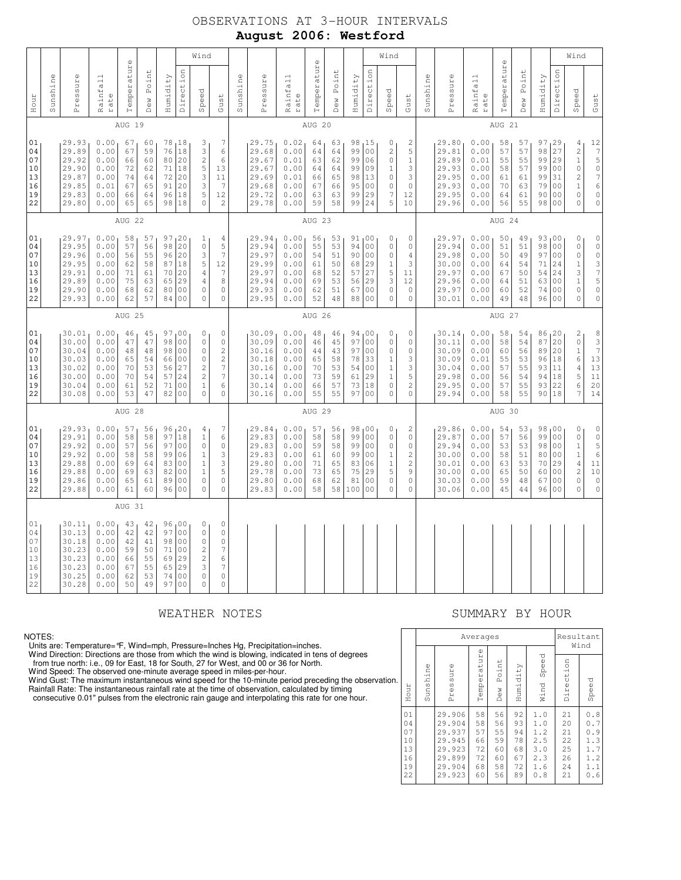# OBSERVATIONS AT 3-HOUR INTERVALS

## August 2006: Westford

| Hour | Sunshine | Pressure | Rainfall rate | Temperature | Dew Point | Humidity | Wind Direction | Wind Speed | Wind Gust | Sunshine | Pressure | Rainfall rate | Temperature | Dew Point | Humidity | Wind Direction | Wind Speed | Wind Gust | Sunshine | Pressure | Rainfall rate | Temperature | Dew Point | Humidity | Wind Direction | Wind Speed | Wind Gust |
|---|---|---|---|---|---|---|---|---|---|---|---|---|---|---|---|---|---|---|---|---|---|---|---|---|---|---|---|
| | | | | AUG 19 | | | | | | | | | AUG 20 | | | | | | | | | AUG 21 | | | | | |
| 01 | | 29.93 | 0.00 | 67 | 60 | 78 | 18 | 3 | 7 | | 29.75 | 0.02 | 64 | 63 | 98 | 15 | 0 | 2 | | 29.80 | 0.00 | 58 | 57 | 97 | 29 | 4 | 12 |
| 04 | | 29.89 | 0.00 | 67 | 59 | 76 | 18 | 3 | 6 | | 29.68 | 0.00 | 64 | 64 | 99 | 00 | 2 | 5 | | 29.81 | 0.00 | 57 | 57 | 98 | 27 | 2 | 7 |
| 07 | | 29.92 | 0.00 | 66 | 60 | 80 | 20 | 2 | 6 | | 29.67 | 0.01 | 63 | 62 | 99 | 06 | 0 | 1 | | 29.89 | 0.01 | 55 | 55 | 99 | 29 | 1 | 5 |
| 10 | | 29.90 | 0.00 | 72 | 62 | 71 | 18 | 5 | 13 | | 29.67 | 0.00 | 64 | 64 | 99 | 09 | 1 | 3 | | 29.93 | 0.00 | 58 | 57 | 99 | 00 | 0 | 0 |
| 13 | | 29.87 | 0.00 | 74 | 64 | 72 | 20 | 3 | 11 | | 29.69 | 0.01 | 66 | 65 | 98 | 13 | 0 | 3 | | 29.95 | 0.00 | 61 | 61 | 99 | 31 | 2 | 7 |
| 16 | | 29.85 | 0.01 | 67 | 65 | 91 | 20 | 3 | 7 | | 29.68 | 0.00 | 67 | 66 | 95 | 00 | 0 | 0 | | 29.93 | 0.00 | 70 | 63 | 79 | 00 | 1 | 6 |
| 19 | | 29.83 | 0.00 | 66 | 64 | 96 | 18 | 5 | 12 | | 29.72 | 0.00 | 63 | 63 | 99 | 29 | 7 | 12 | | 29.95 | 0.00 | 64 | 61 | 90 | 00 | 0 | 0 |
| 22 | | 29.80 | 0.00 | 65 | 65 | 98 | 18 | 0 | 2 | | 29.78 | 0.00 | 59 | 58 | 99 | 24 | 5 | 10 | | 29.96 | 0.00 | 56 | 55 | 98 | 00 | 0 | 0 |
| | | | | AUG 22 | | | | | | | | | AUG 23 | | | | | | | | | AUG 24 | | | | | |
| 01 | | 29.97 | 0.00 | 58 | 57 | 97 | 20 | 1 | 4 | | 29.94 | 0.00 | 56 | 53 | 91 | 00 | 0 | 0 | | 29.97 | 0.00 | 50 | 49 | 93 | 00 | 0 | 0 |
| 04 | | 29.95 | 0.00 | 57 | 56 | 98 | 20 | 0 | 5 | | 29.94 | 0.00 | 55 | 53 | 94 | 00 | 0 | 0 | | 29.94 | 0.00 | 51 | 51 | 98 | 00 | 0 | 0 |
| 07 | | 29.96 | 0.00 | 56 | 55 | 96 | 20 | 3 | 7 | | 29.97 | 0.00 | 54 | 51 | 90 | 00 | 0 | 4 | | 29.98 | 0.00 | 50 | 49 | 97 | 00 | 0 | 0 |
| 10 | | 29.95 | 0.00 | 62 | 58 | 87 | 18 | 5 | 12 | | 29.99 | 0.00 | 61 | 50 | 68 | 29 | 1 | 3 | | 30.00 | 0.00 | 64 | 54 | 71 | 24 | 1 | 3 |
| 13 | | 29.91 | 0.00 | 71 | 61 | 70 | 20 | 4 | 7 | | 29.97 | 0.00 | 68 | 52 | 57 | 27 | 5 | 11 | | 29.97 | 0.00 | 67 | 50 | 54 | 24 | 3 | 7 |
| 16 | | 29.89 | 0.00 | 75 | 63 | 65 | 29 | 4 | 8 | | 29.94 | 0.00 | 69 | 53 | 56 | 29 | 3 | 12 | | 29.96 | 0.00 | 64 | 51 | 63 | 00 | 1 | 5 |
| 19 | | 29.90 | 0.00 | 68 | 62 | 80 | 00 | 0 | 0 | | 29.93 | 0.00 | 62 | 51 | 67 | 00 | 0 | 0 | | 29.97 | 0.00 | 60 | 52 | 74 | 00 | 0 | 0 |
| 22 | | 29.93 | 0.00 | 62 | 57 | 84 | 00 | 0 | 0 | | 29.95 | 0.00 | 52 | 48 | 88 | 00 | 0 | 0 | | 30.01 | 0.00 | 49 | 48 | 96 | 00 | 0 | 0 |
| | | | | AUG 25 | | | | | | | | | AUG 26 | | | | | | | | | AUG 27 | | | | | |
| 01 | | 30.01 | 0.00 | 46 | 45 | 97 | 00 | 0 | 0 | | 30.09 | 0.00 | 48 | 46 | 94 | 00 | 0 | 0 | | 30.14 | 0.00 | 58 | 54 | 86 | 20 | 2 | 8 |
| 04 | | 30.00 | 0.00 | 47 | 47 | 98 | 00 | 0 | 0 | | 30.09 | 0.00 | 46 | 45 | 97 | 00 | 0 | 0 | | 30.11 | 0.00 | 58 | 54 | 87 | 20 | 0 | 3 |
| 07 | | 30.04 | 0.00 | 48 | 48 | 98 | 00 | 0 | 2 | | 30.16 | 0.00 | 44 | 43 | 97 | 00 | 0 | 0 | | 30.09 | 0.00 | 60 | 56 | 89 | 20 | 1 | 7 |
| 10 | | 30.03 | 0.00 | 65 | 54 | 66 | 00 | 0 | 2 | | 30.18 | 0.00 | 65 | 58 | 78 | 33 | 1 | 3 | | 30.09 | 0.01 | 55 | 53 | 96 | 18 | 6 | 13 |
| 13 | | 30.02 | 0.00 | 70 | 53 | 56 | 27 | 2 | 7 | | 30.16 | 0.00 | 70 | 53 | 54 | 00 | 1 | 3 | | 30.04 | 0.00 | 57 | 55 | 93 | 11 | 4 | 13 |
| 16 | | 30.00 | 0.00 | 70 | 54 | 57 | 24 | 2 | 7 | | 30.14 | 0.00 | 73 | 59 | 61 | 29 | 1 | 5 | | 29.98 | 0.00 | 56 | 54 | 94 | 18 | 5 | 11 |
| 19 | | 30.04 | 0.00 | 61 | 52 | 71 | 00 | 1 | 6 | | 30.14 | 0.00 | 66 | 57 | 73 | 18 | 0 | 2 | | 29.95 | 0.00 | 57 | 55 | 93 | 22 | 6 | 20 |
| 22 | | 30.08 | 0.00 | 53 | 47 | 82 | 00 | 0 | 0 | | 30.16 | 0.00 | 55 | 55 | 97 | 00 | 0 | 0 | | 29.94 | 0.00 | 58 | 55 | 90 | 18 | 7 | 14 |
| | | | | AUG 28 | | | | | | | | | AUG 29 | | | | | | | | | AUG 30 | | | | | |
| 01 | | 29.93 | 0.00 | 57 | 56 | 96 | 20 | 4 | 7 | | 29.84 | 0.00 | 57 | 56 | 98 | 00 | 0 | 2 | | 29.86 | 0.00 | 54 | 53 | 98 | 00 | 0 | 0 |
| 04 | | 29.91 | 0.00 | 58 | 58 | 97 | 18 | 1 | 6 | | 29.83 | 0.00 | 58 | 58 | 99 | 00 | 0 | 0 | | 29.87 | 0.00 | 57 | 56 | 99 | 00 | 0 | 0 |
| 07 | | 29.92 | 0.00 | 57 | 56 | 97 | 00 | 0 | 0 | | 29.83 | 0.00 | 59 | 58 | 99 | 00 | 0 | 0 | | 29.94 | 0.00 | 53 | 53 | 98 | 00 | 1 | 5 |
| 10 | | 29.92 | 0.00 | 58 | 58 | 99 | 06 | 1 | 3 | | 29.83 | 0.00 | 61 | 60 | 99 | 00 | 1 | 2 | | 30.00 | 0.00 | 58 | 51 | 80 | 00 | 1 | 6 |
| 13 | | 29.88 | 0.00 | 69 | 64 | 83 | 00 | 1 | 3 | | 29.80 | 0.00 | 71 | 65 | 83 | 06 | 1 | 2 | | 30.01 | 0.00 | 63 | 53 | 70 | 29 | 4 | 11 |
| 16 | | 29.88 | 0.00 | 69 | 63 | 82 | 00 | 1 | 5 | | 29.78 | 0.00 | 73 | 65 | 75 | 29 | 5 | 9 | | 30.00 | 0.00 | 65 | 50 | 60 | 00 | 2 | 10 |
| 19 | | 29.86 | 0.00 | 65 | 61 | 89 | 00 | 0 | 0 | | 29.80 | 0.00 | 68 | 62 | 81 | 00 | 0 | 0 | | 30.03 | 0.00 | 59 | 48 | 67 | 00 | 0 | 0 |
| 22 | | 29.88 | 0.00 | 61 | 60 | 96 | 00 | 0 | 0 | | 29.83 | 0.00 | 58 | 58 | 100 | 00 | 0 | 0 | | 30.06 | 0.00 | 45 | 44 | 96 | 00 | 0 | 0 |
| | | | | AUG 31 | | | | | | | | | | | | | | | | | | | | | | | |
| 01 | | 30.11 | 0.00 | 43 | 42 | 96 | 00 | 0 | 0 | | | | | | | | | | | | | | | | | | |
| 04 | | 30.13 | 0.00 | 42 | 42 | 97 | 00 | 0 | 0 | | | | | | | | | | | | | | | | | | |
| 07 | | 30.18 | 0.00 | 42 | 41 | 98 | 00 | 0 | 0 | | | | | | | | | | | | | | | | | | |
| 10 | | 30.23 | 0.00 | 59 | 50 | 71 | 00 | 2 | 7 | | | | | | | | | | | | | | | | | | |
| 13 | | 30.23 | 0.00 | 66 | 55 | 69 | 29 | 2 | 6 | | | | | | | | | | | | | | | | | | |
| 16 | | 30.23 | 0.00 | 67 | 55 | 65 | 29 | 3 | 7 | | | | | | | | | | | | | | | | | | |
| 19 | | 30.25 | 0.00 | 62 | 53 | 74 | 00 | 0 | 0 | | | | | | | | | | | | | | | | | | |
| 22 | | 30.28 | 0.00 | 50 | 49 | 97 | 00 | 0 | 0 | | | | | | | | | | | | | | | | | | |

## WEATHER NOTES

NOTES:
Units are: Temperature=°F, Wind=mph, Pressure=Inches Hg, Precipitation=inches.
Wind Direction: Directions are those from which the wind is blowing, indicated in tens of degrees from true north: i.e., 09 for East, 18 for South, 27 for West, and 00 or 36 for North.
Wind Speed: The observed one-minute average speed in miles-per-hour.
Wind Gust: The maximum instantaneous wind speed for the 10-minute period preceding the observation.
Rainfall Rate: The instantaneous rainfall rate at the time of observation, calculated by timing consecutive 0.01" pulses from the electronic rain gauge and interpolating this rate for one hour.

## SUMMARY BY HOUR

| Hour | Averages | | | | | | Resultant Wind | |
|---|---|---|---|---|---|---|---|---|
| | Sunshine | Pressure | Temperature | Dew Point | Humidity | Wind Speed | Direction | Speed |
| 01 | | 29.906 | 58 | 56 | 92 | 1.0 | 21 | 0.8 |
| 04 | | 29.904 | 58 | 56 | 93 | 1.0 | 20 | 0.7 |
| 07 | | 29.937 | 57 | 55 | 94 | 1.2 | 21 | 0.9 |
| 10 | | 29.945 | 66 | 59 | 78 | 2.5 | 22 | 1.3 |
| 13 | | 29.923 | 72 | 60 | 68 | 3.0 | 25 | 1.7 |
| 16 | | 29.899 | 72 | 60 | 67 | 2.3 | 26 | 1.2 |
| 19 | | 29.904 | 68 | 58 | 72 | 1.6 | 24 | 1.1 |
| 22 | | 29.923 | 60 | 56 | 89 | 0.8 | 21 | 0.6 |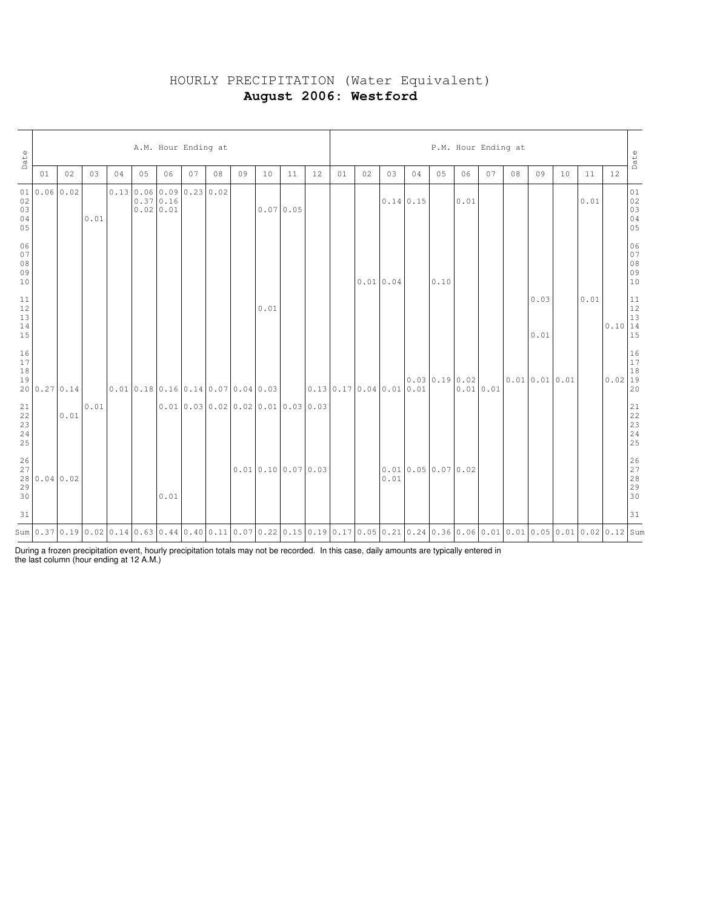# HOURLY PRECIPITATION (Water Equivalent)

## **August 2006: Westford**

| Date | A.M. Hour Ending at | | | | | | | | | | | | P.M. Hour Ending at | | | | | | | | | | | | Date |
|---|---|---|---|---|---|---|---|---|---|---|---|---|---|---|---|---|---|---|---|---|---|---|---|---|---|
| | 01 | 02 | 03 | 04 | 05 | 06 | 07 | 08 | 09 | 10 | 11 | 12 | 01 | 02 | 03 | 04 | 05 | 06 | 07 | 08 | 09 | 10 | 11 | 12 | |
| 01 | 0.06 | 0.02 | | 0.13 | 0.06 | 0.09 | 0.23 | 0.02 | | | | | | | | | | | | | | | | | 01 |
| 02 | | | | | 0.37 | 0.16 | | | | | | | | | 0.14 | 0.15 | | 0.01 | | | | | 0.01 | | 02 |
| 03 | | | | | 0.02 | 0.01 | | | | 0.07 | 0.05 | | | | | | | | | | | | | | 03 |
| 04 | | | 0.01 | | | | | | | | | | | | | | | | | | | | | | 04 |
| 05 | | | | | | | | | | | | | | | | | | | | | | | | | 05 |
| 06 | | | | | | | | | | | | | | | | | | | | | | | | | 06 |
| 07 | | | | | | | | | | | | | | | | | | | | | | | | | 07 |
| 08 | | | | | | | | | | | | | | | | | | | | | | | | | 08 |
| 09 | | | | | | | | | | | | | | | | | | | | | | | | | 09 |
| 10 | | | | | | | | | | | | | | 0.01 | 0.04 | | 0.10 | | | | | | | | 10 |
| 11 | | | | | | | | | | | | | | | | | | | | | 0.03 | | 0.01 | | 11 |
| 12 | | | | | | | | | | 0.01 | | | | | | | | | | | | | | | 12 |
| 13 | | | | | | | | | | | | | | | | | | | | | | | | | 13 |
| 14 | | | | | | | | | | | | | | | | | | | | | | | | 0.10 | 14 |
| 15 | | | | | | | | | | | | | | | | | | | | | 0.01 | | | | 15 |
| 16 | | | | | | | | | | | | | | | | | | | | | | | | | 16 |
| 17 | | | | | | | | | | | | | | | | | | | | | | | | | 17 |
| 18 | | | | | | | | | | | | | | | | | | | | | | | | | 18 |
| 19 | | | | | | | | | | | | | | | | 0.03 | 0.19 | 0.02 | | 0.01 | 0.01 | 0.01 | | 0.02 | 19 |
| 20 | 0.27 | 0.14 | | 0.01 | 0.18 | 0.16 | 0.14 | 0.07 | 0.04 | 0.03 | | 0.13 | 0.17 | 0.04 | 0.01 | 0.01 | | 0.01 | 0.01 | | | | | | 20 |
| 21 | | | 0.01 | | | 0.01 | 0.03 | 0.02 | 0.02 | 0.01 | 0.03 | 0.03 | | | | | | | | | | | | | 21 |
| 22 | | 0.01 | | | | | | | | | | | | | | | | | | | | | | | 22 |
| 23 | | | | | | | | | | | | | | | | | | | | | | | | | 23 |
| 24 | | | | | | | | | | | | | | | | | | | | | | | | | 24 |
| 25 | | | | | | | | | | | | | | | | | | | | | | | | | 25 |
| 26 | | | | | | | | | | | | | | | | | | | | | | | | | 26 |
| 27 | | | | | | | | | 0.01 | 0.10 | 0.07 | 0.03 | | | 0.01 | 0.05 | 0.07 | 0.02 | | | | | | | 27 |
| 28 | 0.04 | 0.02 | | | | | | | | | | | | | 0.01 | | | | | | | | | | 28 |
| 29 | | | | | | | | | | | | | | | | | | | | | | | | | 29 |
| 30 | | | | | | 0.01 | | | | | | | | | | | | | | | | | | | 30 |
| 31 | | | | | | | | | | | | | | | | | | | | | | | | | 31 |
| Sum | 0.37 | 0.19 | 0.02 | 0.14 | 0.63 | 0.44 | 0.40 | 0.11 | 0.07 | 0.22 | 0.15 | 0.19 | 0.17 | 0.05 | 0.21 | 0.24 | 0.36 | 0.06 | 0.01 | 0.01 | 0.05 | 0.01 | 0.02 | 0.12 | Sum |

During a frozen precipitation event, hourly precipitation totals may not be recorded. In this case, daily amounts are typically entered in the last column (hour ending at 12 A.M.)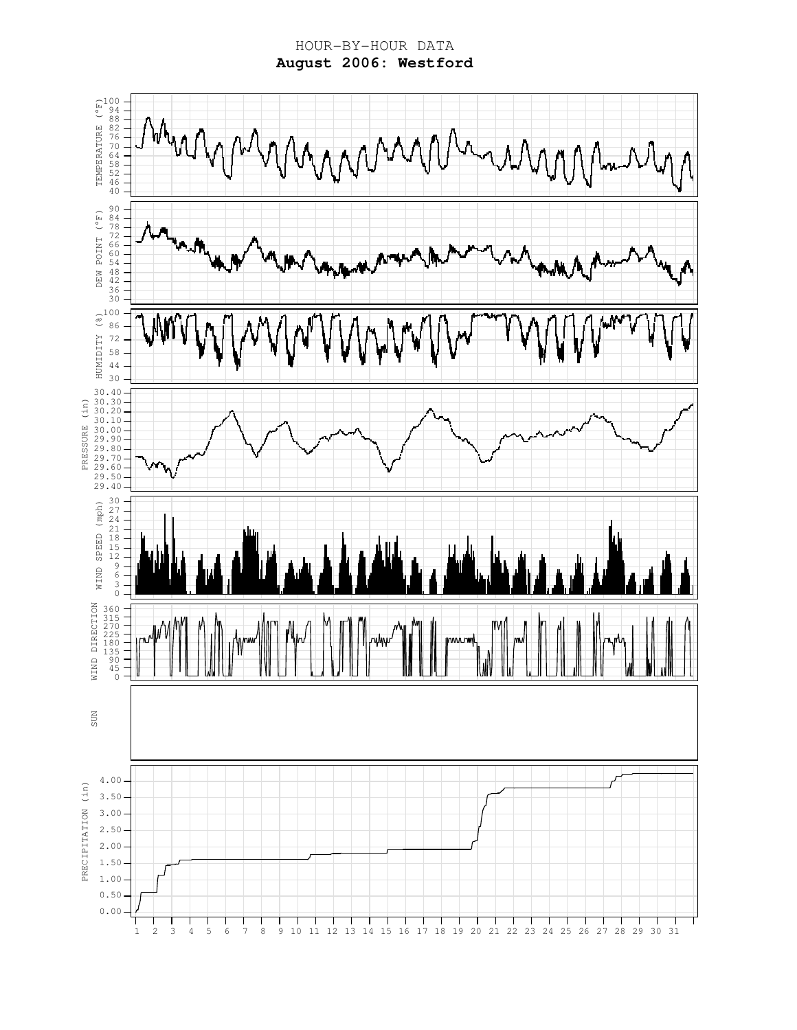HOUR-BY-HOUR DATA

**August 2006: Westford**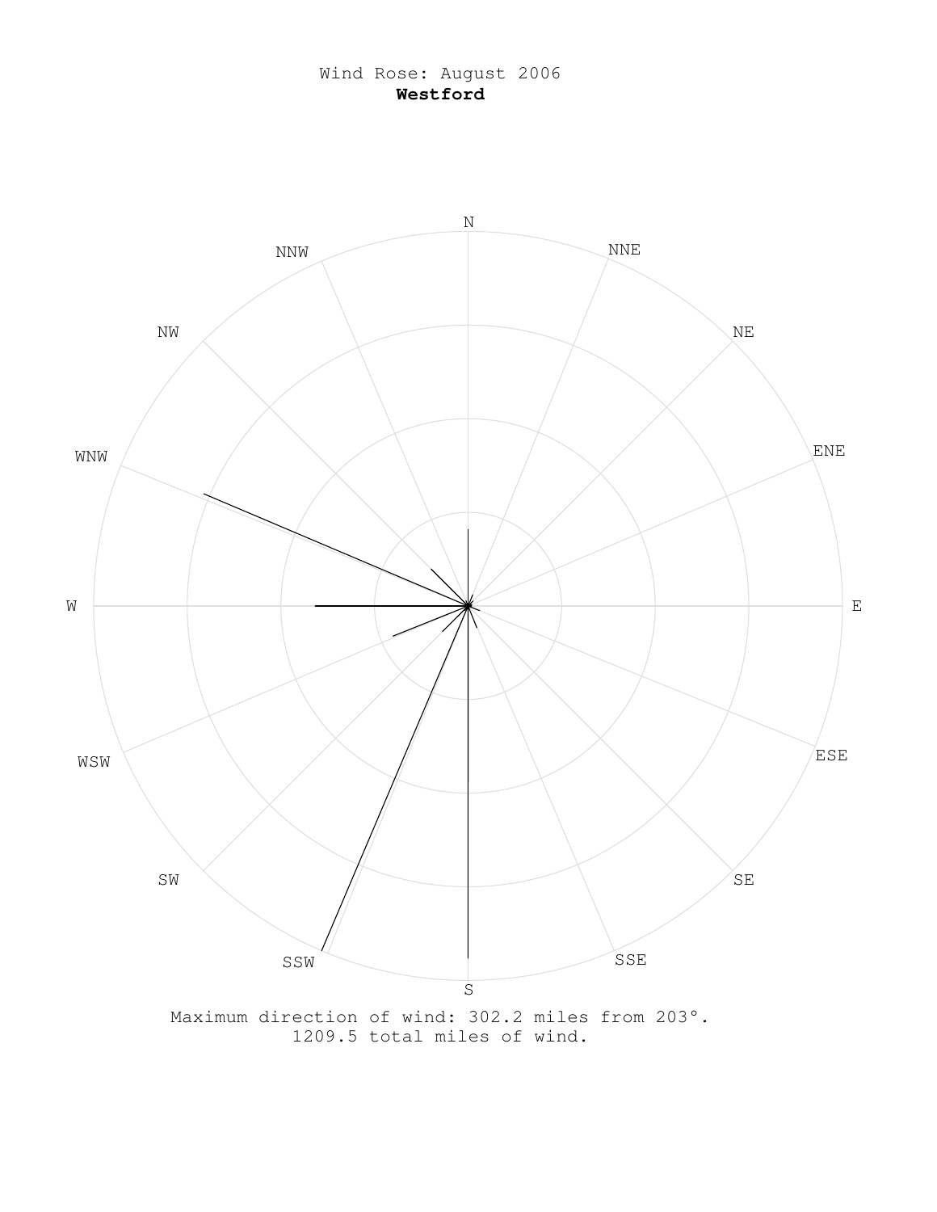Wind Rose: August 2006

**Westford**

N

NNE

NE

ENE

E

ESE

SE

SSE

S

SSW

SW

WSW

W

WNW

NW

NNW

Maximum direction of wind: 302.2 miles from 203°.

1209.5 total miles of wind.